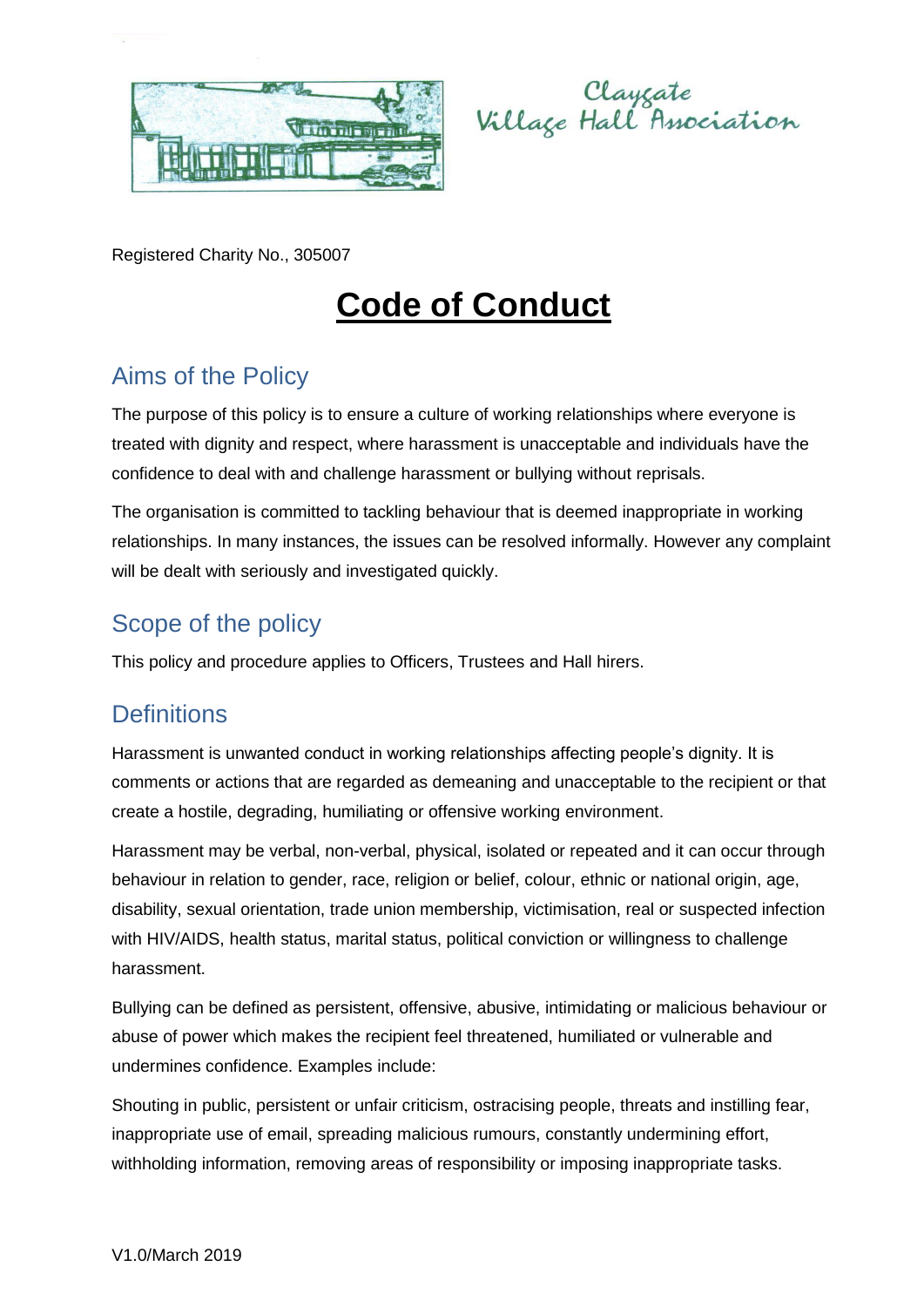Claygate Village Hall Association

Registered Charity No., 305007

# Code of Conduct

## Aims of the Policy

The purpose of this policy is to ensure a culture of working relationships where everyone is treated with dignity and respect, where harassment is unacceptable and individuals have the confidence to deal with and challenge harassment or bullying without reprisals.

The organisation is committed to tackling behaviour that is deemed inappropriate in working relationships. In many instances, the issues can be resolved informally. However any complaint will be dealt with seriously and investigated quickly.

## Scope of the policy

This policy and procedure applies to Officers, Trustees and Hall hirers.

## Definitions

Harassment is unwanted conduct in working relationships affecting people's dignity. It is comments or actions that are regarded as demeaning and unacceptable to the recipient or that create a hostile, degrading, humiliating or offensive working environment.

Harassment may be verbal, non-verbal, physical, isolated or repeated and it can occur through behaviour in relation to gender, race, religion or belief, colour, ethnic or national origin, age, disability, sexual orientation, trade union membership, victimisation, real or suspected infection with HIV/AIDS, health status, marital status, political conviction or willingness to challenge harassment.

Bullying can be defined as persistent, offensive, abusive, intimidating or malicious behaviour or abuse of power which makes the recipient feel threatened, humiliated or vulnerable and undermines confidence. Examples include:

Shouting in public, persistent or unfair criticism, ostracising people, threats and instilling fear, inappropriate use of email, spreading malicious rumours, constantly undermining effort, withholding information, removing areas of responsibility or imposing inappropriate tasks.

V1.0/March 2019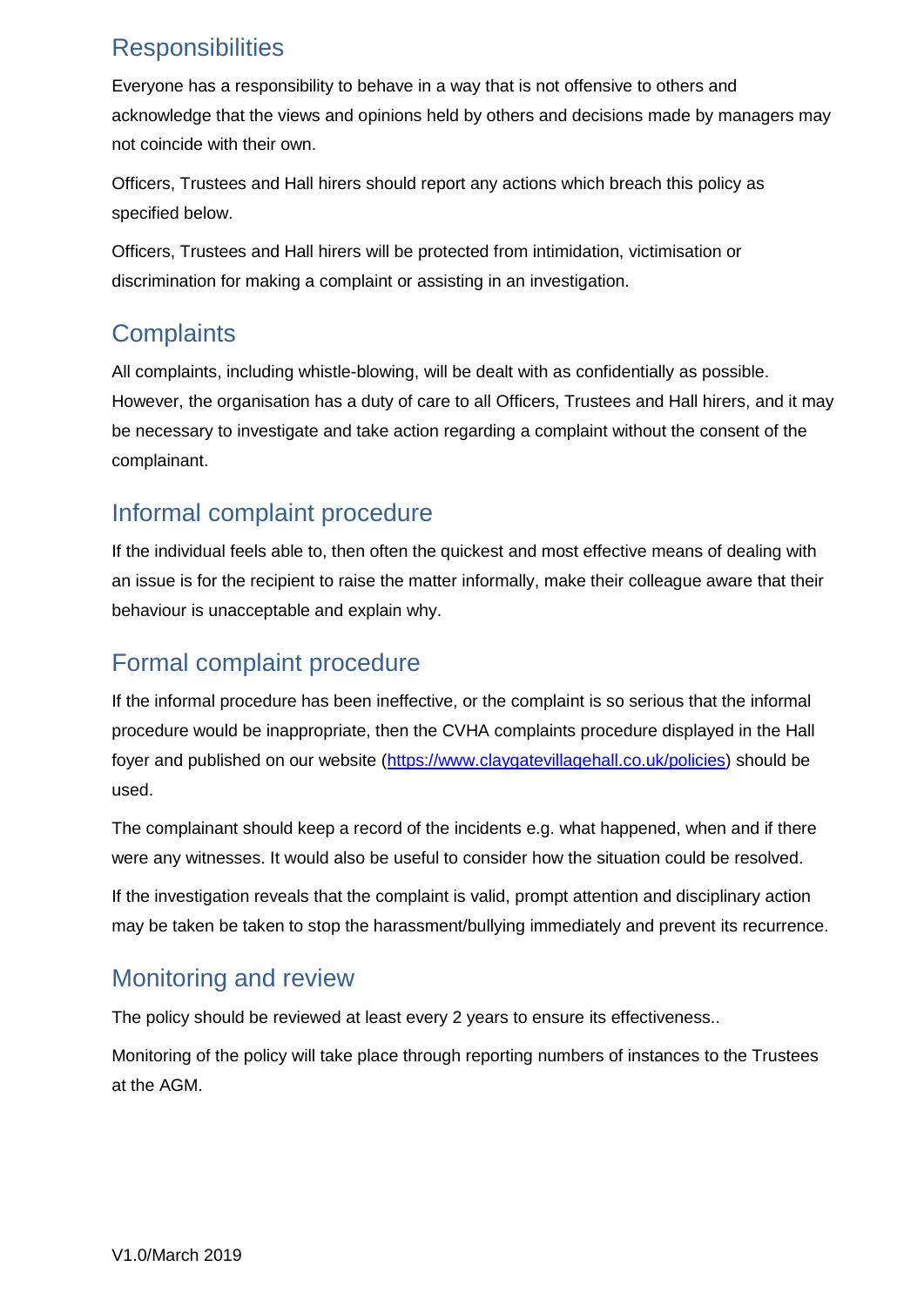## Responsibilities

Everyone has a responsibility to behave in a way that is not offensive to others and acknowledge that the views and opinions held by others and decisions made by managers may not coincide with their own.

Officers, Trustees and Hall hirers should report any actions which breach this policy as specified below.

Officers, Trustees and Hall hirers will be protected from intimidation, victimisation or discrimination for making a complaint or assisting in an investigation.

## Complaints

All complaints, including whistle-blowing, will be dealt with as confidentially as possible. However, the organisation has a duty of care to all Officers, Trustees and Hall hirers, and it may be necessary to investigate and take action regarding a complaint without the consent of the complainant.

## Informal complaint procedure

If the individual feels able to, then often the quickest and most effective means of dealing with an issue is for the recipient to raise the matter informally, make their colleague aware that their behaviour is unacceptable and explain why.

## Formal complaint procedure

If the informal procedure has been ineffective, or the complaint is so serious that the informal procedure would be inappropriate, then the CVHA complaints procedure displayed in the Hall foyer and published on our website (https://www.claygatevillagehall.co.uk/policies) should be used.

The complainant should keep a record of the incidents e.g. what happened, when and if there were any witnesses. It would also be useful to consider how the situation could be resolved.

If the investigation reveals that the complaint is valid, prompt attention and disciplinary action may be taken be taken to stop the harassment/bullying immediately and prevent its recurrence.

## Monitoring and review

The policy should be reviewed at least every 2 years to ensure its effectiveness..

Monitoring of the policy will take place through reporting numbers of instances to the Trustees at the AGM.

V1.0/March 2019